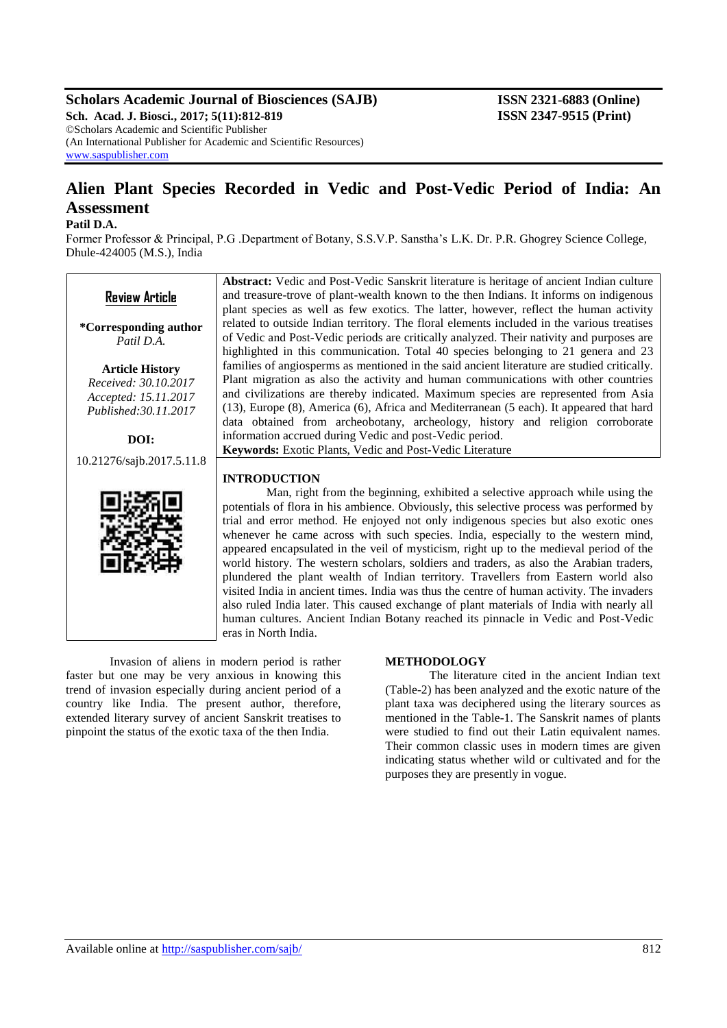**Scholars Academic Journal of Biosciences (SAJB)**
**Sch. Acad. J. Biosci., 2017; 5(11):812-819**
©Scholars Academic and Scientific Publisher
(An International Publisher for Academic and Scientific Resources)
www.saspublisher.com

**ISSN 2321-6883 (Online)**
**ISSN 2347-9515 (Print)**

# Alien Plant Species Recorded in Vedic and Post-Vedic Period of India: An Assessment

**Patil D.A.**

Former Professor & Principal, P.G .Department of Botany, S.S.V.P. Sanstha's L.K. Dr. P.R. Ghogrey Science College, Dhule-424005 (M.S.), India

**Review Article**

**\*Corresponding author**
*Patil D.A.*

**Article History**
*Received: 30.10.2017*
*Accepted: 15.11.2017*
*Published:30.11.2017*

**DOI:**
10.21276/sajb.2017.5.11.8

**Abstract:** Vedic and Post-Vedic Sanskrit literature is heritage of ancient Indian culture and treasure-trove of plant-wealth known to the then Indians. It informs on indigenous plant species as well as few exotics. The latter, however, reflect the human activity related to outside Indian territory. The floral elements included in the various treatises of Vedic and Post-Vedic periods are critically analyzed. Their nativity and purposes are highlighted in this communication. Total 40 species belonging to 21 genera and 23 families of angiosperms as mentioned in the said ancient literature are studied critically. Plant migration as also the activity and human communications with other countries and civilizations are thereby indicated. Maximum species are represented from Asia (13), Europe (8), America (6), Africa and Mediterranean (5 each). It appeared that hard data obtained from archeobotany, archeology, history and religion corroborate information accrued during Vedic and post-Vedic period.

**Keywords:** Exotic Plants, Vedic and Post-Vedic Literature

## INTRODUCTION

Man, right from the beginning, exhibited a selective approach while using the potentials of flora in his ambience. Obviously, this selective process was performed by trial and error method. He enjoyed not only indigenous species but also exotic ones whenever he came across with such species. India, especially to the western mind, appeared encapsulated in the veil of mysticism, right up to the medieval period of the world history. The western scholars, soldiers and traders, as also the Arabian traders, plundered the plant wealth of Indian territory. Travellers from Eastern world also visited India in ancient times. India was thus the centre of human activity. The invaders also ruled India later. This caused exchange of plant materials of India with nearly all human cultures. Ancient Indian Botany reached its pinnacle in Vedic and Post-Vedic eras in North India.

Invasion of aliens in modern period is rather faster but one may be very anxious in knowing this trend of invasion especially during ancient period of a country like India. The present author, therefore, extended literary survey of ancient Sanskrit treatises to pinpoint the status of the exotic taxa of the then India.

## METHODOLOGY

The literature cited in the ancient Indian text (Table-2) has been analyzed and the exotic nature of the plant taxa was deciphered using the literary sources as mentioned in the Table-1. The Sanskrit names of plants were studied to find out their Latin equivalent names. Their common classic uses in modern times are given indicating status whether wild or cultivated and for the purposes they are presently in vogue.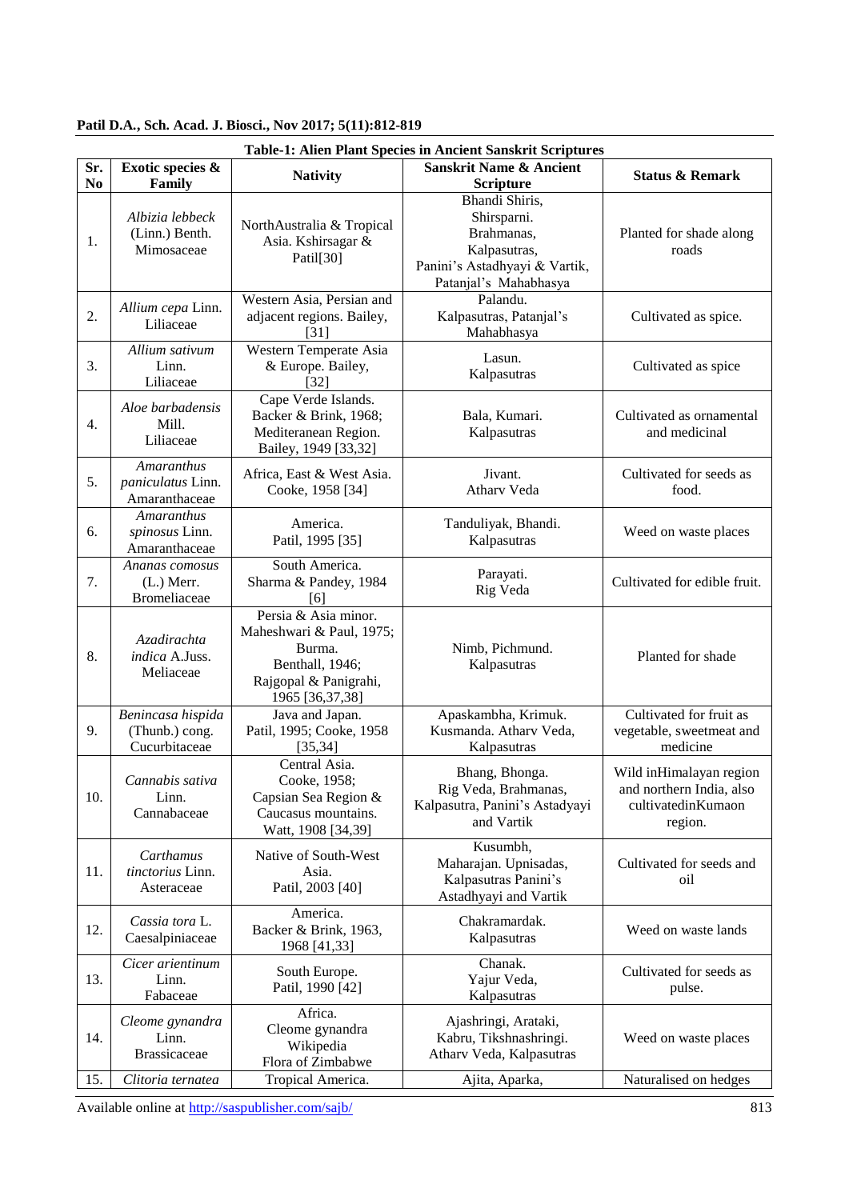**Table-1: Alien Plant Species in Ancient Sanskrit Scriptures**

| Sr. No | Exotic species & Family | Nativity | Sanskrit Name & Ancient Scripture | Status & Remark |
|---|---|---|---|---|
| 1. | *Albizia lebbeck* (Linn.) Benth. Mimosaceae | NorthAustralia & Tropical Asia. Kshirsagar & Patil[30] | Bhandi Shiris, Shirsparni. Brahmanas, Kalpasutras, Panini's Astadhyayi & Vartik, Patanjal's Mahabhasya | Planted for shade along roads |
| 2. | *Allium cepa* Linn. Liliaceae | Western Asia, Persian and adjacent regions. Bailey, [31] | Palandu. Kalpasutras, Patanjal's Mahabhasya | Cultivated as spice. |
| 3. | *Allium sativum* Linn. Liliaceae | Western Temperate Asia & Europe. Bailey, [32] | Lasun. Kalpasutras | Cultivated as spice |
| 4. | *Aloe barbadensis* Mill. Liliaceae | Cape Verde Islands. Backer & Brink, 1968; Mediteranean Region. Bailey, 1949 [33,32] | Bala, Kumari. Kalpasutras | Cultivated as ornamental and medicinal |
| 5. | *Amaranthus paniculatus* Linn. Amaranthaceae | Africa, East & West Asia. Cooke, 1958 [34] | Jivant. Atharv Veda | Cultivated for seeds as food. |
| 6. | *Amaranthus spinosus* Linn. Amaranthaceae | America. Patil, 1995 [35] | Tanduliyak, Bhandi. Kalpasutras | Weed on waste places |
| 7. | *Ananas comosus* (L.) Merr. Bromeliaceae | South America. Sharma & Pandey, 1984 [6] | Parayati. Rig Veda | Cultivated for edible fruit. |
| 8. | *Azadirachta indica* A.Juss. Meliaceae | Persia & Asia minor. Maheshwari & Paul, 1975; Burma. Benthall, 1946; Rajgopal & Panigrahi, 1965 [36,37,38] | Nimb, Pichmund. Kalpasutras | Planted for shade |
| 9. | *Benincasa hispida* (Thunb.) cong. Cucurbitaceae | Java and Japan. Patil, 1995; Cooke, 1958 [35,34] | Apaskambha, Krimuk. Kusmanda. Atharv Veda, Kalpasutras | Cultivated for fruit as vegetable, sweetmeat and medicine |
| 10. | *Cannabis sativa* Linn. Cannabaceae | Central Asia. Cooke, 1958; Capsian Sea Region & Caucasus mountains. Watt, 1908 [34,39] | Bhang, Bhonga. Rig Veda, Brahmanas, Kalpasutra, Panini's Astadyayi and Vartik | Wild inHimalayan region and northern India, also cultivatedinKumaon region. |
| 11. | *Carthamus tinctorius* Linn. Asteraceae | Native of South-West Asia. Patil, 2003 [40] | Kusumbh, Maharajan. Upnisadas, Kalpasutras Panini's Astadhyayi and Vartik | Cultivated for seeds and oil |
| 12. | *Cassia tora* L. Caesalpiniaceae | America. Backer & Brink, 1963, 1968 [41,33] | Chakramardak. Kalpasutras | Weed on waste lands |
| 13. | *Cicer arientinum* Linn. Fabaceae | South Europe. Patil, 1990 [42] | Chanak. Yajur Veda, Kalpasutras | Cultivated for seeds as pulse. |
| 14. | *Cleome gynandra* Linn. Brassicaceae | Africa. Cleome gynandra Wikipedia Flora of Zimbabwe | Ajashringi, Arataki, Kabru, Tikshnashringi. Atharv Veda, Kalpasutras | Weed on waste places |
| 15. | *Clitoria ternatea* | Tropical America. | Ajita, Aparka, | Naturalised on hedges |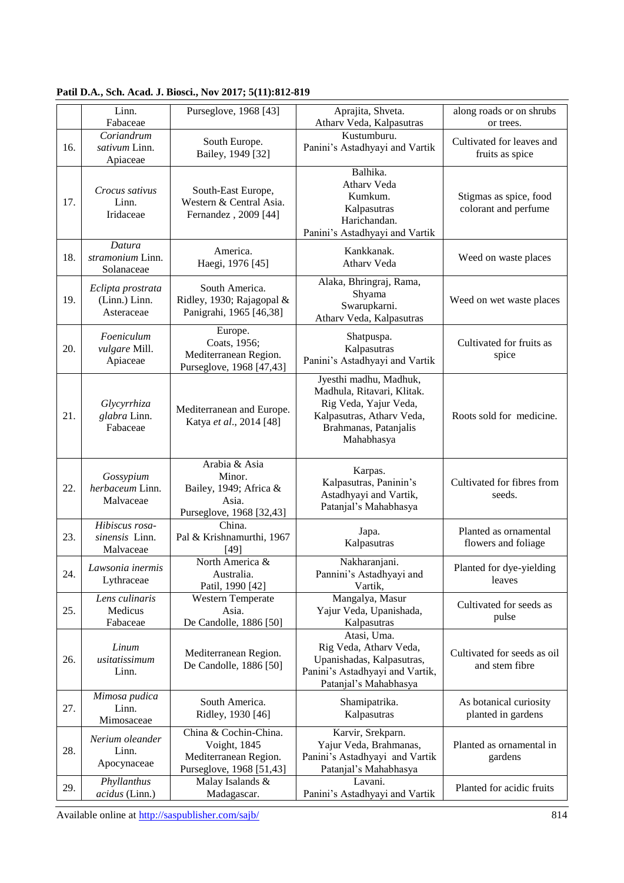| | Linn. Fabaceae | Purseglove, 1968 [43] | Aprajita, Shveta. Atharv Veda, Kalpasutras | along roads or on shrubs or trees. |
|---|---|---|---|---|
| 16. | *Coriandrum sativum* Linn. Apiaceae | South Europe. Bailey, 1949 [32] | Kustumburu. Panini's Astadhyayi and Vartik | Cultivated for leaves and fruits as spice |
| 17. | *Crocus sativus* Linn. Iridaceae | South-East Europe, Western & Central Asia. Fernandez , 2009 [44] | Balhika. Atharv Veda Kumkum. Kalpasutras Harichandan. Panini's Astadhyayi and Vartik | Stigmas as spice, food colorant and perfume |
| 18. | *Datura stramonium* Linn. Solanaceae | America. Haegi, 1976 [45] | Kankkanak. Atharv Veda | Weed on waste places |
| 19. | *Eclipta prostrata* (Linn.) Linn. Asteraceae | South America. Ridley, 1930; Rajagopal & Panigrahi, 1965 [46,38] | Alaka, Bhringraj, Rama, Shyama Swarupkarni. Atharv Veda, Kalpasutras | Weed on wet waste places |
| 20. | *Foeniculum vulgare* Mill. Apiaceae | Europe. Coats, 1956; Mediterranean Region. Purseglove, 1968 [47,43] | Shatpuspa. Kalpasutras Panini's Astadhyayi and Vartik | Cultivated for fruits as spice |
| 21. | *Glycyrrhiza glabra* Linn. Fabaceae | Mediterranean and Europe. Katya *et al*., 2014 [48] | Jyesthi madhu, Madhuk, Madhula, Ritavari, Klitak. Rig Veda, Yajur Veda, Kalpasutras, Atharv Veda, Brahmanas, Patanjalis Mahabhasya | Roots sold for medicine. |
| 22. | *Gossypium herbaceum* Linn. Malvaceae | Arabia & Asia Minor. Bailey, 1949; Africa & Asia. Purseglove, 1968 [32,43] | Karpas. Kalpasutras, Paninin's Astadhyayi and Vartik, Patanjal's Mahabhasya | Cultivated for fibres from seeds. |
| 23. | *Hibiscus rosa-sinensis* Linn. Malvaceae | China. Pal & Krishnamurthi, 1967 [49] | Japa. Kalpasutras | Planted as ornamental flowers and foliage |
| 24. | *Lawsonia inermis* Lythraceae | North America & Australia. Patil, 1990 [42] | Nakharanjani. Pannini's Astadhyayi and Vartik, | Planted for dye-yielding leaves |
| 25. | *Lens culinaris* Medicus Fabaceae | Western Temperate Asia. De Candolle, 1886 [50] | Mangalya, Masur Yajur Veda, Upanishada, Kalpasutras | Cultivated for seeds as pulse |
| 26. | *Linum usitatissimum* Linn. | Mediterranean Region. De Candolle, 1886 [50] | Atasi, Uma. Rig Veda, Atharv Veda, Upanishadas, Kalpasutras, Panini's Astadhyayi and Vartik, Patanjal's Mahabhasya | Cultivated for seeds as oil and stem fibre |
| 27. | *Mimosa pudica* Linn. Mimosaceae | South America. Ridley, 1930 [46] | Shamipatrika. Kalpasutras | As botanical curiosity planted in gardens |
| 28. | *Nerium oleander* Linn. Apocynaceae | China & Cochin-China. Voight, 1845 Mediterranean Region. Purseglove, 1968 [51,43] | Karvir, Srekparn. Yajur Veda, Brahmanas, Panini's Astadhyayi and Vartik Patanjal's Mahabhasya | Planted as ornamental in gardens |
| 29. | *Phyllanthus acidus* (Linn.) | Malay Isalands & Madagascar. | Lavani. Panini's Astadhyayi and Vartik | Planted for acidic fruits |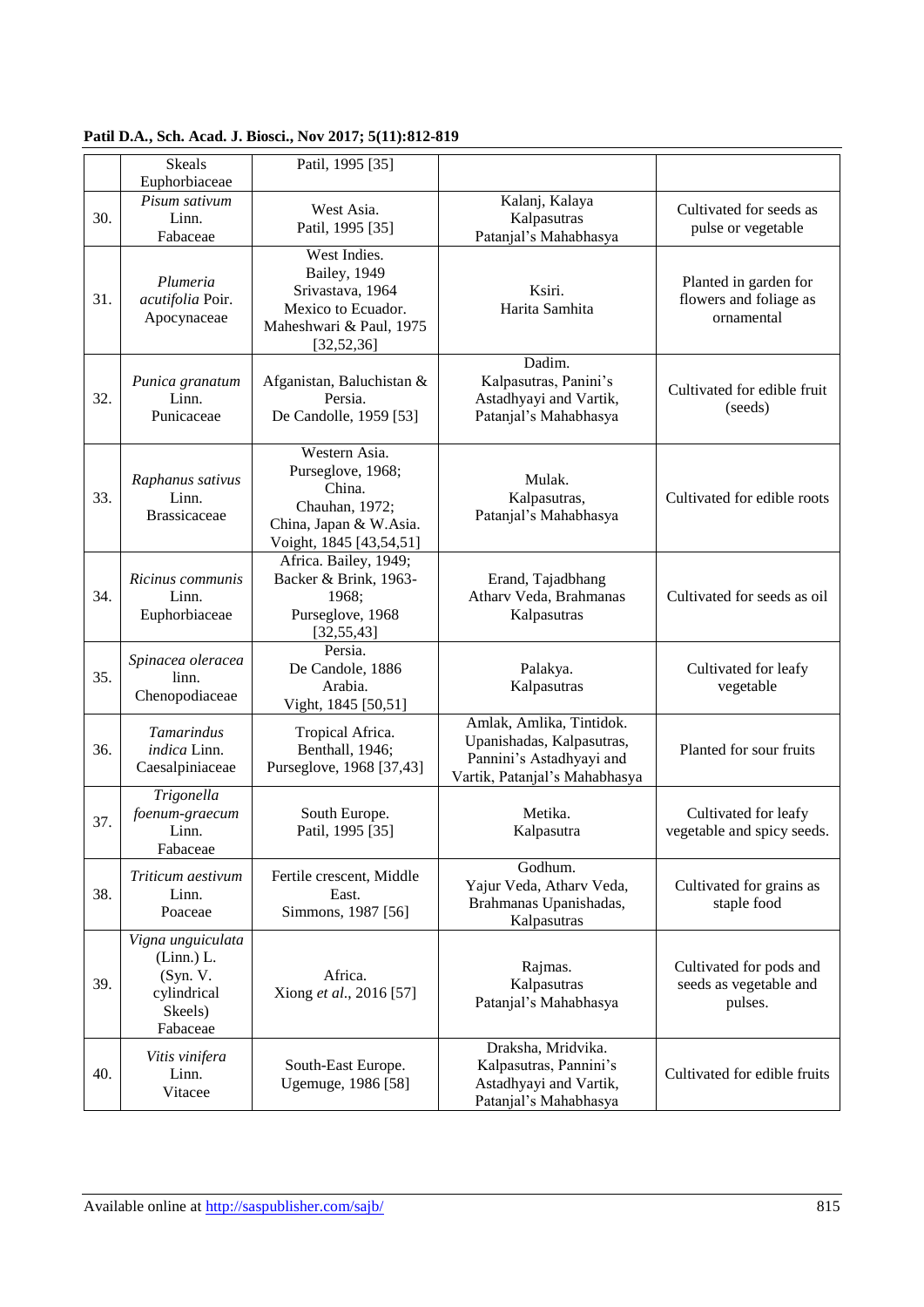| | | | | |
|---|---|---|---|---|
| | Skeals Euphorbiaceae | Patil, 1995 [35] | | |
| 30. | *Pisum sativum* Linn. Fabaceae | West Asia. Patil, 1995 [35] | Kalanj, Kalaya Kalpasutras Patanjal's Mahabhasya | Cultivated for seeds as pulse or vegetable |
| 31. | *Plumeria acutifolia* Poir. Apocynaceae | West Indies. Bailey, 1949 Srivastava, 1964 Mexico to Ecuador. Maheshwari & Paul, 1975 [32,52,36] | Ksiri. Harita Samhita | Planted in garden for flowers and foliage as ornamental |
| 32. | *Punica granatum* Linn. Punicaceae | Afganistan, Baluchistan & Persia. De Candolle, 1959 [53] | Dadim. Kalpasutras, Panini's Astadhyayi and Vartik, Patanjal's Mahabhasya | Cultivated for edible fruit (seeds) |
| 33. | *Raphanus sativus* Linn. Brassicaceae | Western Asia. Purseglove, 1968; China. Chauhan, 1972; China, Japan & W.Asia. Voight, 1845 [43,54,51] | Mulak. Kalpasutras, Patanjal's Mahabhasya | Cultivated for edible roots |
| 34. | *Ricinus communis* Linn. Euphorbiaceae | Africa. Bailey, 1949; Backer & Brink, 1963-1968; Purseglove, 1968 [32,55,43] | Erand, Tajadbhang Atharv Veda, Brahmanas Kalpasutras | Cultivated for seeds as oil |
| 35. | *Spinacea oleracea* linn. Chenopodiaceae | Persia. De Candole, 1886 Arabia. Vight, 1845 [50,51] | Palakya. Kalpasutras | Cultivated for leafy vegetable |
| 36. | *Tamarindus indica* Linn. Caesalpiniaceae | Tropical Africa. Benthall, 1946; Purseglove, 1968 [37,43] | Amlak, Amlika, Tintidok. Upanishadas, Kalpasutras, Panini's Astadhyayi and Vartik, Patanjal's Mahabhasya | Planted for sour fruits |
| 37. | *Trigonella foenum-graecum* Linn. Fabaceae | South Europe. Patil, 1995 [35] | Metika. Kalpasutra | Cultivated for leafy vegetable and spicy seeds. |
| 38. | *Triticum aestivum* Linn. Poaceae | Fertile crescent, Middle East. Simmons, 1987 [56] | Godhum. Yajur Veda, Atharv Veda, Brahmanas Upanishadas, Kalpasutras | Cultivated for grains as staple food |
| 39. | *Vigna unguiculata* (Linn.) L. (Syn. V. cylindrical Skeels) Fabaceae | Africa. Xiong *et al.*, 2016 [57] | Rajmas. Kalpasutras Patanjal's Mahabhasya | Cultivated for pods and seeds as vegetable and pulses. |
| 40. | *Vitis vinifera* Linn. Vitacee | South-East Europe. Ugemuge, 1986 [58] | Draksha, Mridvika. Kalpasutras, Pannini's Astadhyayi and Vartik, Patanjal's Mahabhasya | Cultivated for edible fruits |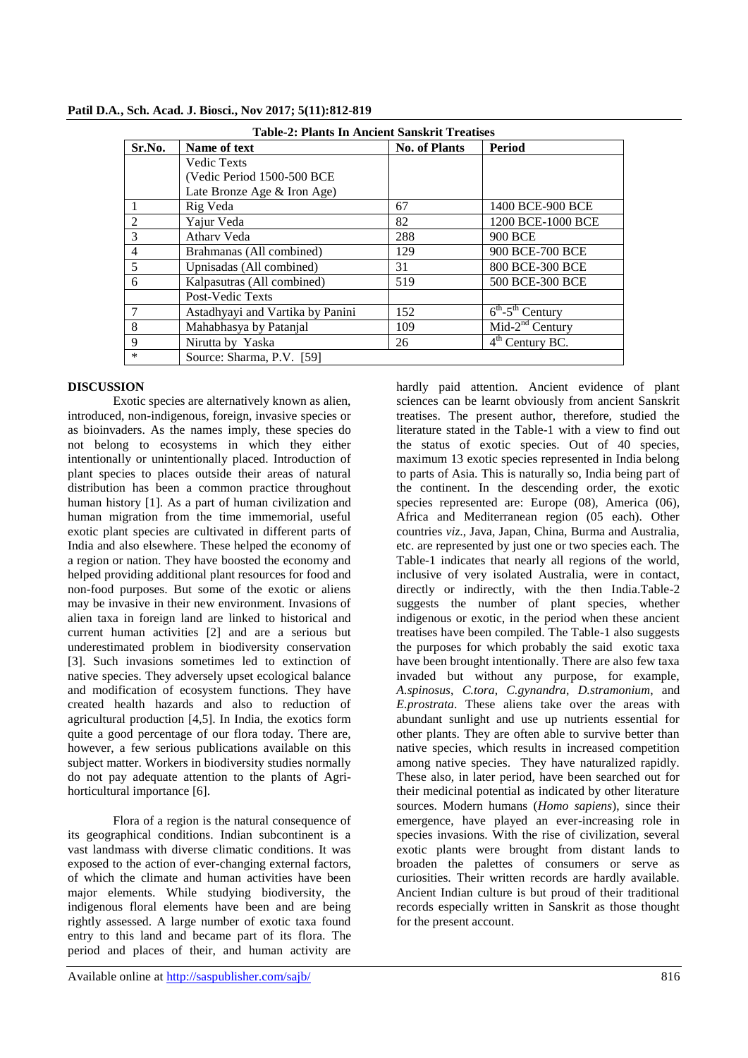**Table-2: Plants In Ancient Sanskrit Treatises**

| Sr.No. | Name of text | No. of Plants | Period |
|---|---|---|---|
| | Vedic Texts (Vedic Period 1500-500 BCE Late Bronze Age & Iron Age) | | |
| 1 | Rig Veda | 67 | 1400 BCE-900 BCE |
| 2 | Yajur Veda | 82 | 1200 BCE-1000 BCE |
| 3 | Atharv Veda | 288 | 900 BCE |
| 4 | Brahmanas (All combined) | 129 | 900 BCE-700 BCE |
| 5 | Upnisadas (All combined) | 31 | 800 BCE-300 BCE |
| 6 | Kalpasutras (All combined) | 519 | 500 BCE-300 BCE |
| | Post-Vedic Texts | | |
| 7 | Astadhyayi and Vartika by Panini | 152 | 6th-5th Century |
| 8 | Mahabhasya by Patanjal | 109 | Mid-2nd Century |
| 9 | Nirutta by Yaska | 26 | 4th Century BC. |
| * | Source: Sharma, P.V. [59] | | |

## DISCUSSION

Exotic species are alternatively known as alien, introduced, non-indigenous, foreign, invasive species or as bioinvaders. As the names imply, these species do not belong to ecosystems in which they either intentionally or unintentionally placed. Introduction of plant species to places outside their areas of natural distribution has been a common practice throughout human history [1]. As a part of human civilization and human migration from the time immemorial, useful exotic plant species are cultivated in different parts of India and also elsewhere. These helped the economy of a region or nation. They have boosted the economy and helped providing additional plant resources for food and non-food purposes. But some of the exotic or aliens may be invasive in their new environment. Invasions of alien taxa in foreign land are linked to historical and current human activities [2] and are a serious but underestimated problem in biodiversity conservation [3]. Such invasions sometimes led to extinction of native species. They adversely upset ecological balance and modification of ecosystem functions. They have created health hazards and also to reduction of agricultural production [4,5]. In India, the exotics form quite a good percentage of our flora today. There are, however, a few serious publications available on this subject matter. Workers in biodiversity studies normally do not pay adequate attention to the plants of Agri-horticultural importance [6].

Flora of a region is the natural consequence of its geographical conditions. Indian subcontinent is a vast landmass with diverse climatic conditions. It was exposed to the action of ever-changing external factors, of which the climate and human activities have been major elements. While studying biodiversity, the indigenous floral elements have been and are being rightly assessed. A large number of exotic taxa found entry to this land and became part of its flora. The period and places of their, and human activity are hardly paid attention. Ancient evidence of plant sciences can be learnt obviously from ancient Sanskrit treatises. The present author, therefore, studied the literature stated in the Table-1 with a view to find out the status of exotic species. Out of 40 species, maximum 13 exotic species represented in India belong to parts of Asia. This is naturally so, India being part of the continent. In the descending order, the exotic species represented are: Europe (08), America (06), Africa and Mediterranean region (05 each). Other countries *viz.*, Java, Japan, China, Burma and Australia, etc. are represented by just one or two species each. The Table-1 indicates that nearly all regions of the world, inclusive of very isolated Australia, were in contact, directly or indirectly, with the then India.Table-2 suggests the number of plant species, whether indigenous or exotic, in the period when these ancient treatises have been compiled. The Table-1 also suggests the purposes for which probably the said exotic taxa have been brought intentionally. There are also few taxa invaded but without any purpose, for example, *A.spinosus*, *C.tora*, *C.gynandra*, *D.stramonium*, and *E.prostrata*. These aliens take over the areas with abundant sunlight and use up nutrients essential for other plants. They are often able to survive better than native species, which results in increased competition among native species. They have naturalized rapidly. These also, in later period, have been searched out for their medicinal potential as indicated by other literature sources. Modern humans (*Homo sapiens*), since their emergence, have played an ever-increasing role in species invasions. With the rise of civilization, several exotic plants were brought from distant lands to broaden the palettes of consumers or serve as curiosities. Their written records are hardly available. Ancient Indian culture is but proud of their traditional records especially written in Sanskrit as those thought for the present account.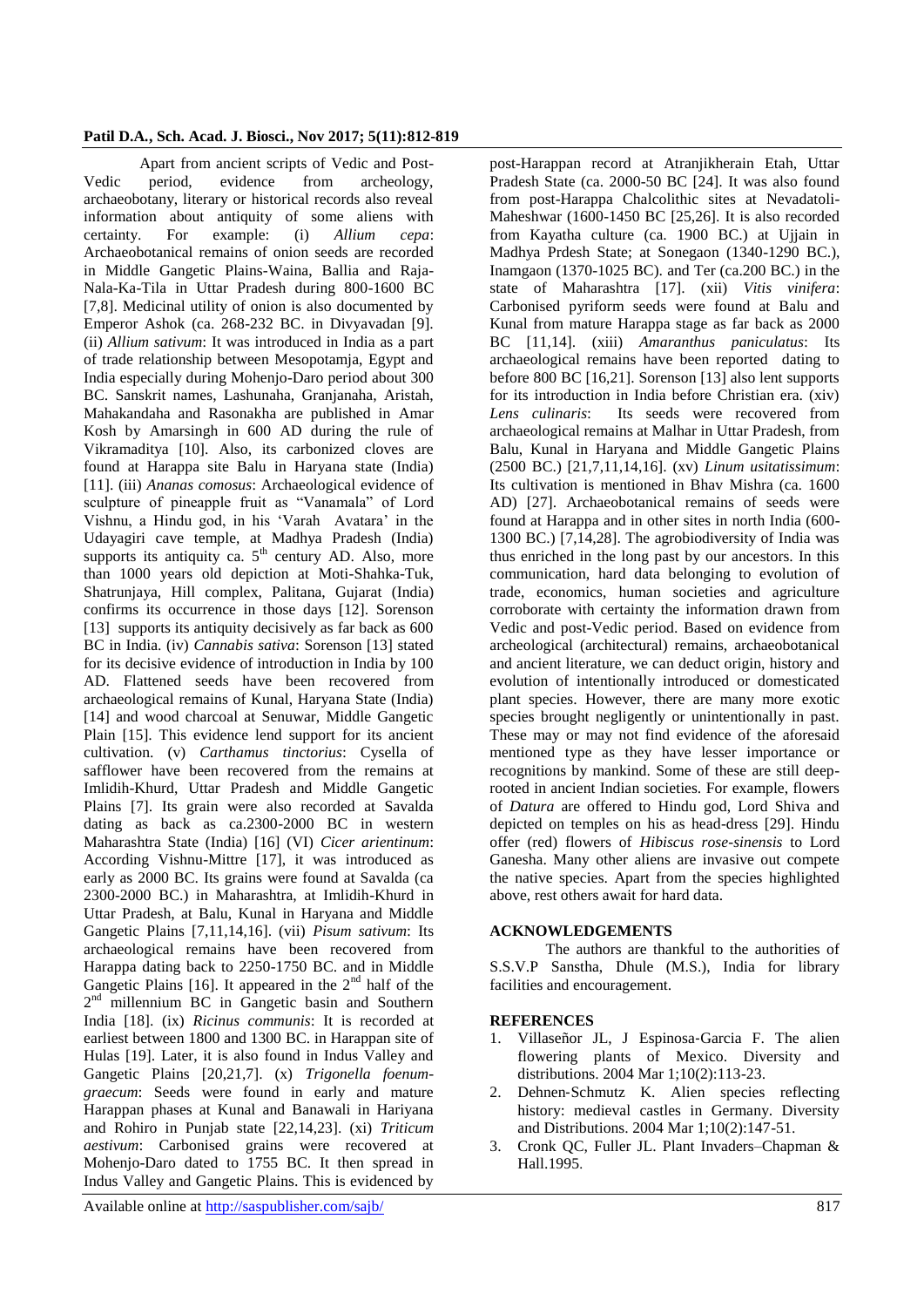Apart from ancient scripts of Vedic and Post-Vedic period, evidence from archeology, archaeobotany, literary or historical records also reveal information about antiquity of some aliens with certainty. For example: (i) *Allium cepa*: Archaeobotanical remains of onion seeds are recorded in Middle Gangetic Plains-Waina, Ballia and Raja-Nala-Ka-Tila in Uttar Pradesh during 800-1600 BC [7,8]. Medicinal utility of onion is also documented by Emperor Ashok (ca. 268-232 BC. in Divyavadan [9]. (ii) *Allium sativum*: It was introduced in India as a part of trade relationship between Mesopotamja, Egypt and India especially during Mohenjo-Daro period about 300 BC. Sanskrit names, Lashunaha, Granjanaha, Aristah, Mahakandaha and Rasonakha are published in Amar Kosh by Amarsingh in 600 AD during the rule of Vikramaditya [10]. Also, its carbonized cloves are found at Harappa site Balu in Haryana state (India) [11]. (iii) *Ananas comosus*: Archaeological evidence of sculpture of pineapple fruit as "Vanamala" of Lord Vishnu, a Hindu god, in his 'Varah Avatara' in the Udayagiri cave temple, at Madhya Pradesh (India) supports its antiquity ca. 5th century AD. Also, more than 1000 years old depiction at Moti-Shahka-Tuk, Shatrunjaya, Hill complex, Palitana, Gujarat (India) confirms its occurrence in those days [12]. Sorenson [13] supports its antiquity decisively as far back as 600 BC in India. (iv) *Cannabis sativa*: Sorenson [13] stated for its decisive evidence of introduction in India by 100 AD. Flattened seeds have been recovered from archaeological remains of Kunal, Haryana State (India) [14] and wood charcoal at Senuwar, Middle Gangetic Plain [15]. This evidence lend support for its ancient cultivation. (v) *Carthamus tinctorius*: Cysella of safflower have been recovered from the remains at Imlidih-Khurd, Uttar Pradesh and Middle Gangetic Plains [7]. Its grain were also recorded at Savalda dating as back as ca.2300-2000 BC in western Maharashtra State (India) [16] (VI) *Cicer arientinum*: According Vishnu-Mittre [17], it was introduced as early as 2000 BC. Its grains were found at Savalda (ca 2300-2000 BC.) in Maharashtra, at Imlidih-Khurd in Uttar Pradesh, at Balu, Kunal in Haryana and Middle Gangetic Plains [7,11,14,16]. (vii) *Pisum sativum*: Its archaeological remains have been recovered from Harappa dating back to 2250-1750 BC. and in Middle Gangetic Plains [16]. It appeared in the 2nd half of the 2nd millennium BC in Gangetic basin and Southern India [18]. (ix) *Ricinus communis*: It is recorded at earliest between 1800 and 1300 BC. in Harappan site of Hulas [19]. Later, it is also found in Indus Valley and Gangetic Plains [20,21,7]. (x) *Trigonella foenum-graecum*: Seeds were found in early and mature Harappan phases at Kunal and Banawali in Hariyana and Rohiro in Punjab state [22,14,23]. (xi) *Triticum aestivum*: Carbonised grains were recovered at Mohenjo-Daro dated to 1755 BC. It then spread in Indus Valley and Gangetic Plains. This is evidenced by post-Harappan record at Atranjikherain Etah, Uttar Pradesh State (ca. 2000-50 BC [24]. It was also found from post-Harappa Chalcolithic sites at Nevadatoli-Maheshwar (1600-1450 BC [25,26]. It is also recorded from Kayatha culture (ca. 1900 BC.) at Ujjain in Madhya Prdesh State; at Sonegaon (1340-1290 BC.), Inamgaon (1370-1025 BC). and Ter (ca.200 BC.) in the state of Maharashtra [17]. (xii) *Vitis vinifera*: Carbonised pyriform seeds were found at Balu and Kunal from mature Harappa stage as far back as 2000 BC [11,14]. (xiii) *Amaranthus paniculatus*: Its archaeological remains have been reported dating to before 800 BC [16,21]. Sorenson [13] also lent supports for its introduction in India before Christian era. (xiv) *Lens culinaris*: Its seeds were recovered from archaeological remains at Malhar in Uttar Pradesh, from Balu, Kunal in Haryana and Middle Gangetic Plains (2500 BC.) [21,7,11,14,16]. (xv) *Linum usitatissimum*: Its cultivation is mentioned in Bhav Mishra (ca. 1600 AD) [27]. Archaeobotanical remains of seeds were found at Harappa and in other sites in north India (600-1300 BC.) [7,14,28]. The agrobiodiversity of India was thus enriched in the long past by our ancestors. In this communication, hard data belonging to evolution of trade, economics, human societies and agriculture corroborate with certainty the information drawn from Vedic and post-Vedic period. Based on evidence from archeological (architectural) remains, archaeobotanical and ancient literature, we can deduct origin, history and evolution of intentionally introduced or domesticated plant species. However, there are many more exotic species brought negligently or unintentionally in past. These may or may not find evidence of the aforesaid mentioned type as they have lesser importance or recognitions by mankind. Some of these are still deep-rooted in ancient Indian societies. For example, flowers of *Datura* are offered to Hindu god, Lord Shiva and depicted on temples on his as head-dress [29]. Hindu offer (red) flowers of *Hibiscus rose-sinensis* to Lord Ganesha. Many other aliens are invasive out compete the native species. Apart from the species highlighted above, rest others await for hard data.

## ACKNOWLEDGEMENTS

The authors are thankful to the authorities of S.S.V.P Sanstha, Dhule (M.S.), India for library facilities and encouragement.

## REFERENCES

1. Villaseñor JL, J Espinosa‐Garcia F. The alien flowering plants of Mexico. Diversity and distributions. 2004 Mar 1;10(2):113-23.
2. Dehnen‐Schmutz K. Alien species reflecting history: medieval castles in Germany. Diversity and Distributions. 2004 Mar 1;10(2):147-51.
3. Cronk QC, Fuller JL. Plant Invaders–Chapman & Hall.1995.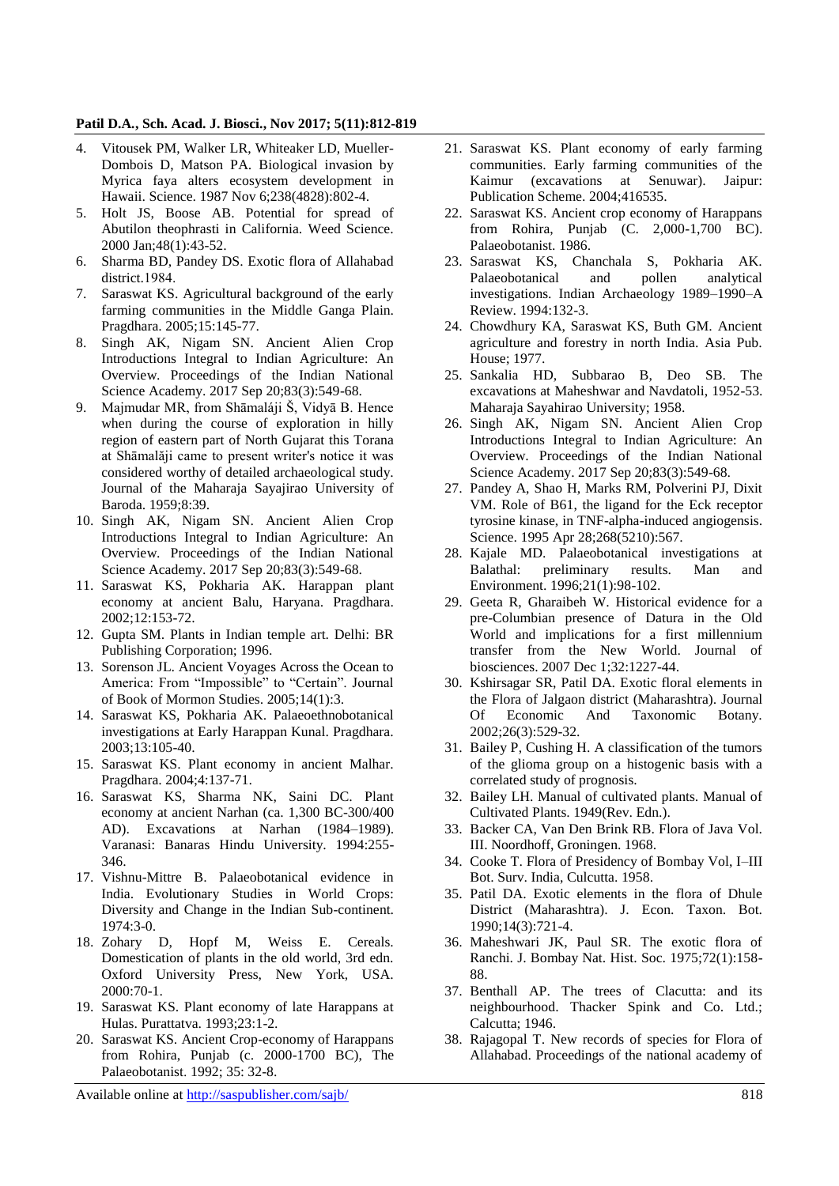4. Vitousek PM, Walker LR, Whiteaker LD, Mueller-Dombois D, Matson PA. Biological invasion by Myrica faya alters ecosystem development in Hawaii. Science. 1987 Nov 6;238(4828):802-4.
5. Holt JS, Boose AB. Potential for spread of Abutilon theophrasti in California. Weed Science. 2000 Jan;48(1):43-52.
6. Sharma BD, Pandey DS. Exotic flora of Allahabad district.1984.
7. Saraswat KS. Agricultural background of the early farming communities in the Middle Ganga Plain. Pragdhara. 2005;15:145-77.
8. Singh AK, Nigam SN. Ancient Alien Crop Introductions Integral to Indian Agriculture: An Overview. Proceedings of the Indian National Science Academy. 2017 Sep 20;83(3):549-68.
9. Majmudar MR, from Shāmaláji Š, Vidyā B. Hence when during the course of exploration in hilly region of eastern part of North Gujarat this Torana at Shāmalăji came to present writer's notice it was considered worthy of detailed archaeological study. Journal of the Maharaja Sayajirao University of Baroda. 1959;8:39.
10. Singh AK, Nigam SN. Ancient Alien Crop Introductions Integral to Indian Agriculture: An Overview. Proceedings of the Indian National Science Academy. 2017 Sep 20;83(3):549-68.
11. Saraswat KS, Pokharia AK. Harappan plant economy at ancient Balu, Haryana. Pragdhara. 2002;12:153-72.
12. Gupta SM. Plants in Indian temple art. Delhi: BR Publishing Corporation; 1996.
13. Sorenson JL. Ancient Voyages Across the Ocean to America: From "Impossible" to "Certain". Journal of Book of Mormon Studies. 2005;14(1):3.
14. Saraswat KS, Pokharia AK. Palaeoethnobotanical investigations at Early Harappan Kunal. Pragdhara. 2003;13:105-40.
15. Saraswat KS. Plant economy in ancient Malhar. Pragdhara. 2004;4:137-71.
16. Saraswat KS, Sharma NK, Saini DC. Plant economy at ancient Narhan (ca. 1,300 BC-300/400 AD). Excavations at Narhan (1984–1989). Varanasi: Banaras Hindu University. 1994:255-346.
17. Vishnu-Mittre B. Palaeobotanical evidence in India. Evolutionary Studies in World Crops: Diversity and Change in the Indian Sub-continent. 1974:3-0.
18. Zohary D, Hopf M, Weiss E. Cereals. Domestication of plants in the old world, 3rd edn. Oxford University Press, New York, USA. 2000:70-1.
19. Saraswat KS. Plant economy of late Harappans at Hulas. Purattatva. 1993;23:1-2.
20. Saraswat KS. Ancient Crop-economy of Harappans from Rohira, Punjab (c. 2000-1700 BC), The Palaeobotanist. 1992; 35: 32-8.
21. Saraswat KS. Plant economy of early farming communities. Early farming communities of the Kaimur (excavations at Senuwar). Jaipur: Publication Scheme. 2004;416535.
22. Saraswat KS. Ancient crop economy of Harappans from Rohira, Punjab (C. 2,000-1,700 BC). Palaeobotanist. 1986.
23. Saraswat KS, Chanchala S, Pokharia AK. Palaeobotanical and pollen analytical investigations. Indian Archaeology 1989–1990–A Review. 1994:132-3.
24. Chowdhury KA, Saraswat KS, Buth GM. Ancient agriculture and forestry in north India. Asia Pub. House; 1977.
25. Sankalia HD, Subbarao B, Deo SB. The excavations at Maheshwar and Navdatoli, 1952-53. Maharaja Sayahirao University; 1958.
26. Singh AK, Nigam SN. Ancient Alien Crop Introductions Integral to Indian Agriculture: An Overview. Proceedings of the Indian National Science Academy. 2017 Sep 20;83(3):549-68.
27. Pandey A, Shao H, Marks RM, Polverini PJ, Dixit VM. Role of B61, the ligand for the Eck receptor tyrosine kinase, in TNF-alpha-induced angiogensis. Science. 1995 Apr 28;268(5210):567.
28. Kajale MD. Palaeobotanical investigations at Balathal: preliminary results. Man and Environment. 1996;21(1):98-102.
29. Geeta R, Gharaibeh W. Historical evidence for a pre-Columbian presence of Datura in the Old World and implications for a first millennium transfer from the New World. Journal of biosciences. 2007 Dec 1;32:1227-44.
30. Kshirsagar SR, Patil DA. Exotic floral elements in the Flora of Jalgaon district (Maharashtra). Journal Of Economic And Taxonomic Botany. 2002;26(3):529-32.
31. Bailey P, Cushing H. A classification of the tumors of the glioma group on a histogenic basis with a correlated study of prognosis.
32. Bailey LH. Manual of cultivated plants. Manual of Cultivated Plants. 1949(Rev. Edn.).
33. Backer CA, Van Den Brink RB. Flora of Java Vol. III. Noordhoff, Groningen. 1968.
34. Cooke T. Flora of Presidency of Bombay Vol, I–III Bot. Surv. India, Culcutta. 1958.
35. Patil DA. Exotic elements in the flora of Dhule District (Maharashtra). J. Econ. Taxon. Bot. 1990;14(3):721-4.
36. Maheshwari JK, Paul SR. The exotic flora of Ranchi. J. Bombay Nat. Hist. Soc. 1975;72(1):158-88.
37. Benthall AP. The trees of Clacutta: and its neighbourhood. Thacker Spink and Co. Ltd.; Calcutta; 1946.
38. Rajagopal T. New records of species for Flora of Allahabad. Proceedings of the national academy of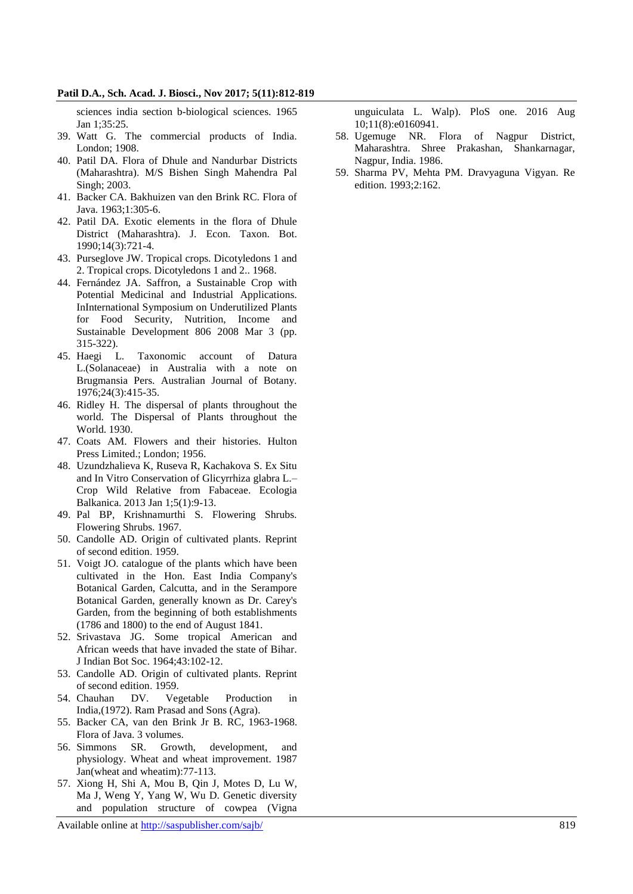sciences india section b-biological sciences. 1965 Jan 1;35:25.

39. Watt G. The commercial products of India. London; 1908.
40. Patil DA. Flora of Dhule and Nandurbar Districts (Maharashtra). M/S Bishen Singh Mahendra Pal Singh; 2003.
41. Backer CA. Bakhuizen van den Brink RC. Flora of Java. 1963;1:305-6.
42. Patil DA. Exotic elements in the flora of Dhule District (Maharashtra). J. Econ. Taxon. Bot. 1990;14(3):721-4.
43. Purseglove JW. Tropical crops. Dicotyledons 1 and 2. Tropical crops. Dicotyledons 1 and 2.. 1968.
44. Fernández JA. Saffron, a Sustainable Crop with Potential Medicinal and Industrial Applications. InInternational Symposium on Underutilized Plants for Food Security, Nutrition, Income and Sustainable Development 806 2008 Mar 3 (pp. 315-322).
45. Haegi L. Taxonomic account of Datura L.(Solanaceae) in Australia with a note on Brugmansia Pers. Australian Journal of Botany. 1976;24(3):415-35.
46. Ridley H. The dispersal of plants throughout the world. The Dispersal of Plants throughout the World. 1930.
47. Coats AM. Flowers and their histories. Hulton Press Limited.; London; 1956.
48. Uzundzhalieva K, Ruseva R, Kachakova S. Ex Situ and In Vitro Conservation of Glicyrrhiza glabra L.–Crop Wild Relative from Fabaceae. Ecologia Balkanica. 2013 Jan 1;5(1):9-13.
49. Pal BP, Krishnamurthi S. Flowering Shrubs. Flowering Shrubs. 1967.
50. Candolle AD. Origin of cultivated plants. Reprint of second edition. 1959.
51. Voigt JO. catalogue of the plants which have been cultivated in the Hon. East India Company's Botanical Garden, Calcutta, and in the Serampore Botanical Garden, generally known as Dr. Carey's Garden, from the beginning of both establishments (1786 and 1800) to the end of August 1841.
52. Srivastava JG. Some tropical American and African weeds that have invaded the state of Bihar. J Indian Bot Soc. 1964;43:102-12.
53. Candolle AD. Origin of cultivated plants. Reprint of second edition. 1959.
54. Chauhan DV. Vegetable Production in India,(1972). Ram Prasad and Sons (Agra).
55. Backer CA, van den Brink Jr B. RC, 1963-1968. Flora of Java. 3 volumes.
56. Simmons SR. Growth, development, and physiology. Wheat and wheat improvement. 1987 Jan(wheat and wheatim):77-113.
57. Xiong H, Shi A, Mou B, Qin J, Motes D, Lu W, Ma J, Weng Y, Yang W, Wu D. Genetic diversity and population structure of cowpea (Vigna unguiculata L. Walp). PloS one. 2016 Aug 10;11(8):e0160941.
58. Ugemuge NR. Flora of Nagpur District, Maharashtra. Shree Prakashan, Shankarnagar, Nagpur, India. 1986.
59. Sharma PV, Mehta PM. Dravyaguna Vigyan. Re edition. 1993;2:162.